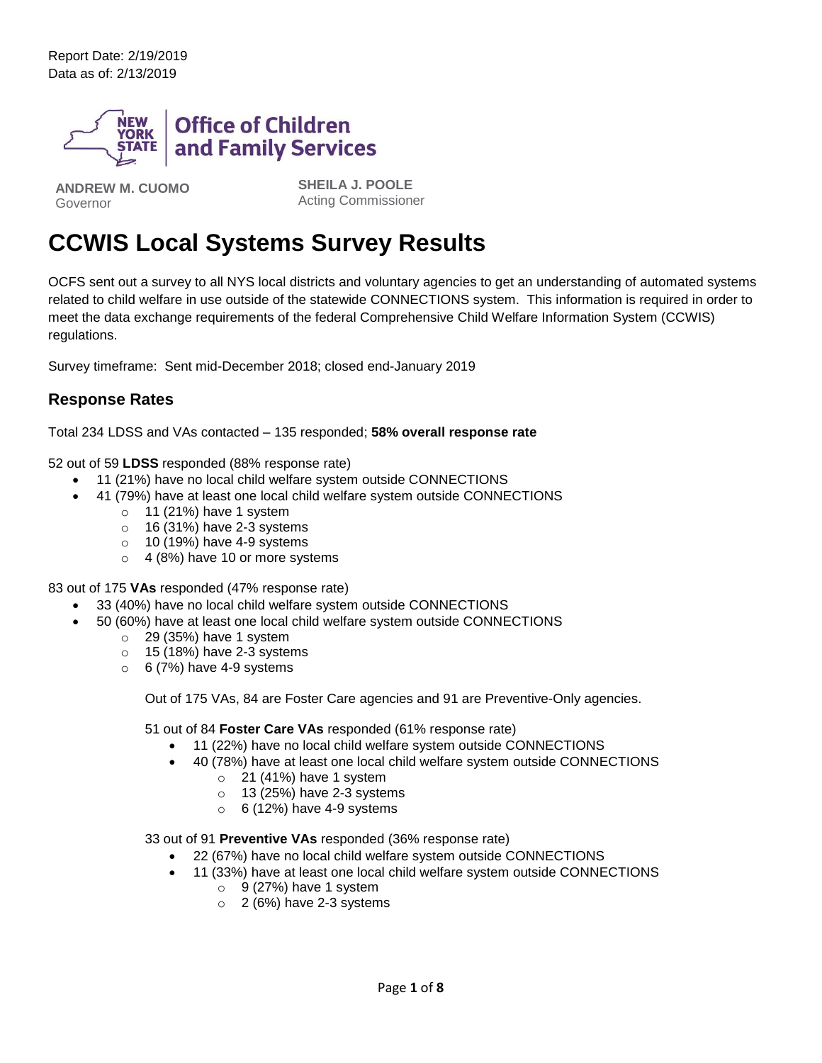Report Date: 2/19/2019
Data as of: 2/13/2019

Office of Children and Family Services

**ANDREW M. CUOMO**
Governor

**SHEILA J. POOLE**
Acting Commissioner

# CCWIS Local Systems Survey Results

OCFS sent out a survey to all NYS local districts and voluntary agencies to get an understanding of automated systems related to child welfare in use outside of the statewide CONNECTIONS system. This information is required in order to meet the data exchange requirements of the federal Comprehensive Child Welfare Information System (CCWIS) regulations.

Survey timeframe: Sent mid-December 2018; closed end-January 2019

## Response Rates

Total 234 LDSS and VAs contacted – 135 responded; **58% overall response rate**

52 out of 59 **LDSS** responded (88% response rate)

- 11 (21%) have no local child welfare system outside CONNECTIONS
- 41 (79%) have at least one local child welfare system outside CONNECTIONS
  - 11 (21%) have 1 system
  - 16 (31%) have 2-3 systems
  - 10 (19%) have 4-9 systems
  - 4 (8%) have 10 or more systems

83 out of 175 **VAs** responded (47% response rate)

- 33 (40%) have no local child welfare system outside CONNECTIONS
- 50 (60%) have at least one local child welfare system outside CONNECTIONS
  - 29 (35%) have 1 system
  - 15 (18%) have 2-3 systems
  - 6 (7%) have 4-9 systems

Out of 175 VAs, 84 are Foster Care agencies and 91 are Preventive-Only agencies.

51 out of 84 **Foster Care VAs** responded (61% response rate)

- 11 (22%) have no local child welfare system outside CONNECTIONS
- 40 (78%) have at least one local child welfare system outside CONNECTIONS
  - 21 (41%) have 1 system
  - 13 (25%) have 2-3 systems
  - 6 (12%) have 4-9 systems

33 out of 91 **Preventive VAs** responded (36% response rate)

- 22 (67%) have no local child welfare system outside CONNECTIONS
- 11 (33%) have at least one local child welfare system outside CONNECTIONS
  - 9 (27%) have 1 system
  - 2 (6%) have 2-3 systems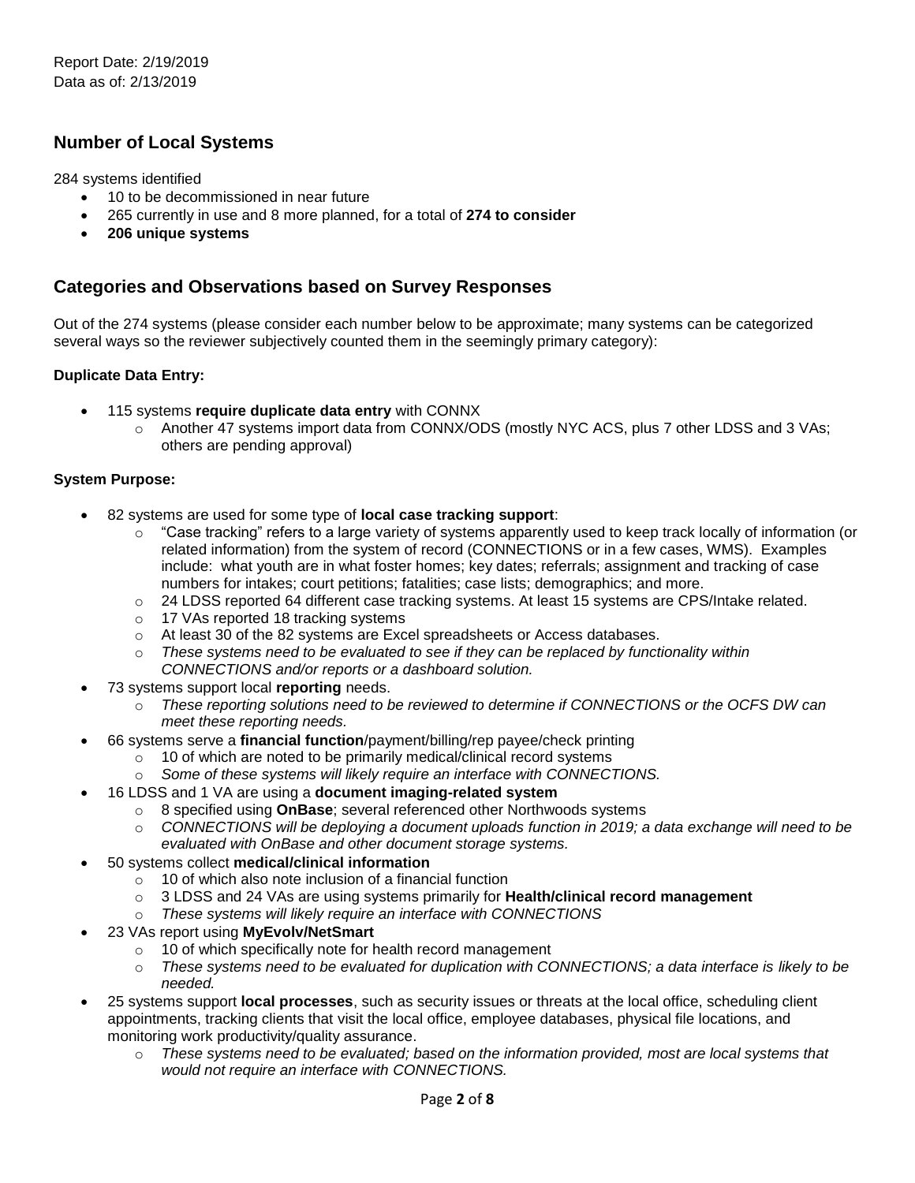Report Date: 2/19/2019
Data as of: 2/13/2019

## Number of Local Systems

284 systems identified

- 10 to be decommissioned in near future
- 265 currently in use and 8 more planned, for a total of **274 to consider**
- **206 unique systems**

## Categories and Observations based on Survey Responses

Out of the 274 systems (please consider each number below to be approximate; many systems can be categorized several ways so the reviewer subjectively counted them in the seemingly primary category):

**Duplicate Data Entry:**

- 115 systems **require duplicate data entry** with CONNX
  - Another 47 systems import data from CONNX/ODS (mostly NYC ACS, plus 7 other LDSS and 3 VAs; others are pending approval)

**System Purpose:**

- 82 systems are used for some type of **local case tracking support**:
  - "Case tracking" refers to a large variety of systems apparently used to keep track locally of information (or related information) from the system of record (CONNECTIONS or in a few cases, WMS). Examples include: what youth are in what foster homes; key dates; referrals; assignment and tracking of case numbers for intakes; court petitions; fatalities; case lists; demographics; and more.
  - 24 LDSS reported 64 different case tracking systems. At least 15 systems are CPS/Intake related.
  - 17 VAs reported 18 tracking systems
  - At least 30 of the 82 systems are Excel spreadsheets or Access databases.
  - *These systems need to be evaluated to see if they can be replaced by functionality within CONNECTIONS and/or reports or a dashboard solution.*
- 73 systems support local **reporting** needs.
  - *These reporting solutions need to be reviewed to determine if CONNECTIONS or the OCFS DW can meet these reporting needs.*
- 66 systems serve a **financial function**/payment/billing/rep payee/check printing
  - 10 of which are noted to be primarily medical/clinical record systems
  - *Some of these systems will likely require an interface with CONNECTIONS.*
- 16 LDSS and 1 VA are using a **document imaging-related system**
  - 8 specified using **OnBase**; several referenced other Northwoods systems
  - *CONNECTIONS will be deploying a document uploads function in 2019; a data exchange will need to be evaluated with OnBase and other document storage systems.*
- 50 systems collect **medical/clinical information**
  - 10 of which also note inclusion of a financial function
  - 3 LDSS and 24 VAs are using systems primarily for **Health/clinical record management**
  - *These systems will likely require an interface with CONNECTIONS*
- 23 VAs report using **MyEvolv/NetSmart**
  - 10 of which specifically note for health record management
  - *These systems need to be evaluated for duplication with CONNECTIONS; a data interface is likely to be needed.*
- 25 systems support **local processes**, such as security issues or threats at the local office, scheduling client appointments, tracking clients that visit the local office, employee databases, physical file locations, and monitoring work productivity/quality assurance.
  - *These systems need to be evaluated; based on the information provided, most are local systems that would not require an interface with CONNECTIONS.*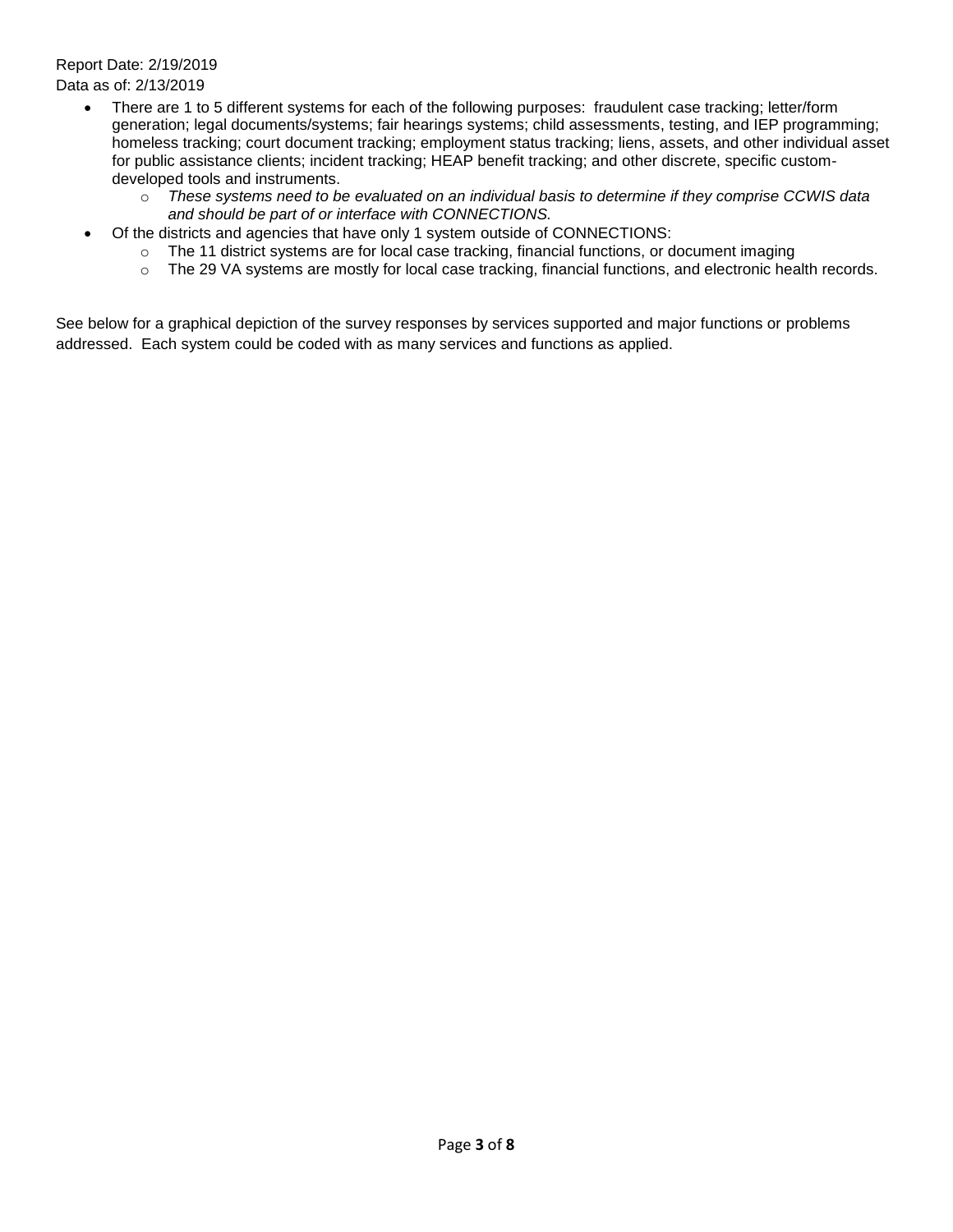- There are 1 to 5 different systems for each of the following purposes: fraudulent case tracking; letter/form generation; legal documents/systems; fair hearings systems; child assessments, testing, and IEP programming; homeless tracking; court document tracking; employment status tracking; liens, assets, and other individual asset for public assistance clients; incident tracking; HEAP benefit tracking; and other discrete, specific custom-developed tools and instruments.
    - *These systems need to be evaluated on an individual basis to determine if they comprise CCWIS data and should be part of or interface with CONNECTIONS.*
- Of the districts and agencies that have only 1 system outside of CONNECTIONS:
    - The 11 district systems are for local case tracking, financial functions, or document imaging
    - The 29 VA systems are mostly for local case tracking, financial functions, and electronic health records.

See below for a graphical depiction of the survey responses by services supported and major functions or problems addressed. Each system could be coded with as many services and functions as applied.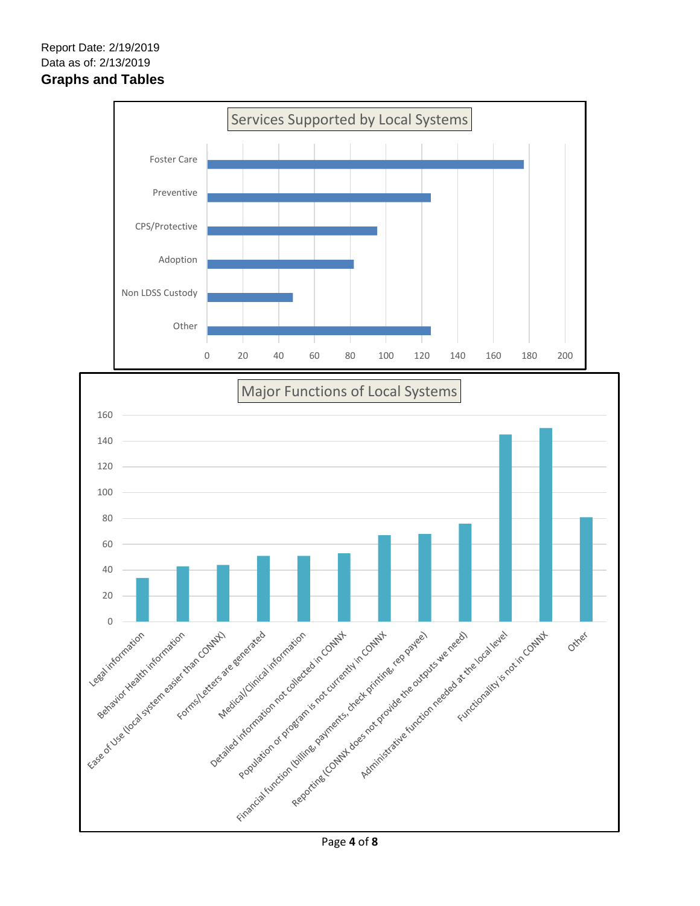Report Date: 2/19/2019
Data as of: 2/13/2019

**Graphs and Tables**

Services Supported by Local Systems

| Service | Approximate Count |
|---|---|
| Foster Care | 177 |
| Preventive | 125 |
| CPS/Protective | 95 |
| Adoption | 82 |
| Non LDSS Custody | 48 |
| Other | 125 |

Major Functions of Local Systems

| Function | Approximate Count |
|---|---|
| Legal information | 34 |
| Behavior Health information | 43 |
| Ease of Use (local system easier than CONNX) | 44 |
| Forms/Letters are generated | 51 |
| Medical/Clinical information | 51 |
| Detailed information not collected in CONNX | 53 |
| Population or program is not currently in CONNX | 67 |
| Financial function (billing, payments, check printing, rep payee) | 68 |
| Reporting (CONNX does not provide the outputs we need) | 76 |
| Administrative function needed at the local level | 145 |
| Functionality is not in CONNX | 150 |
| Other | 81 |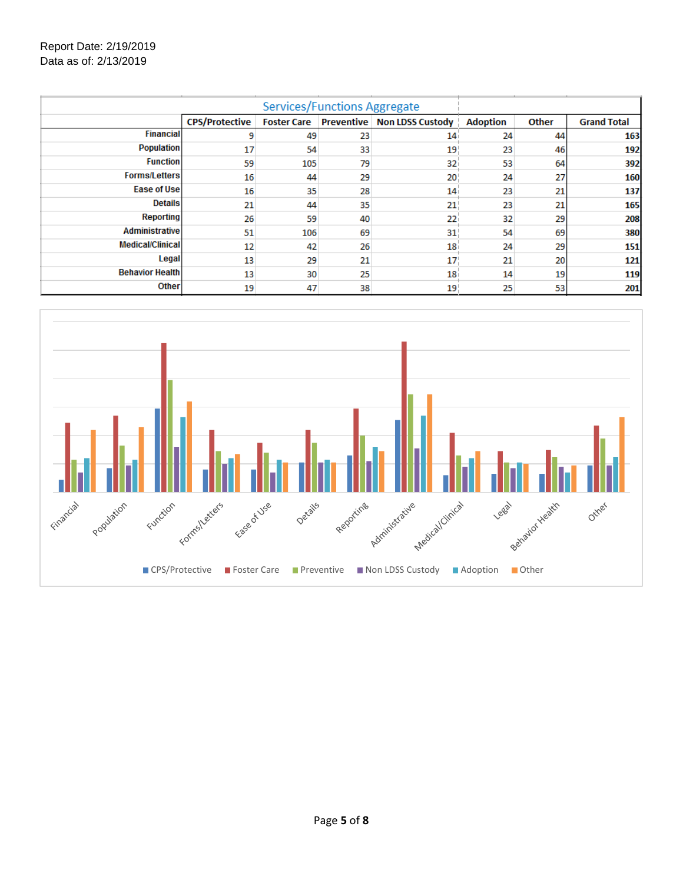Report Date: 2/19/2019
Data as of: 2/13/2019

| Services/Functions Aggregate | | | | | | | |
|---|---|---|---|---|---|---|---|
| | CPS/Protective | Foster Care | Preventive | Non LDSS Custody | Adoption | Other | Grand Total |
| Financial | 9 | 49 | 23 | 14 | 24 | 44 | 163 |
| Population | 17 | 54 | 33 | 19 | 23 | 46 | 192 |
| Function | 59 | 105 | 79 | 32 | 53 | 64 | 392 |
| Forms/Letters | 16 | 44 | 29 | 20 | 24 | 27 | 160 |
| Ease of Use | 16 | 35 | 28 | 14 | 23 | 21 | 137 |
| Details | 21 | 44 | 35 | 21 | 23 | 21 | 165 |
| Reporting | 26 | 59 | 40 | 22 | 32 | 29 | 208 |
| Administrative | 51 | 106 | 69 | 31 | 54 | 69 | 380 |
| Medical/Clinical | 12 | 42 | 26 | 18 | 24 | 29 | 151 |
| Legal | 13 | 29 | 21 | 17 | 21 | 20 | 121 |
| Behavior Health | 13 | 30 | 25 | 18 | 14 | 19 | 119 |
| Other | 19 | 47 | 38 | 19 | 25 | 53 | 201 |

Financial, Population, Function, Forms/Letters, Ease of Use, Details, Reporting, Administrative, Medical/Clinical, Legal, Behavior Health, Other

CPS/Protective, Foster Care, Preventive, Non LDSS Custody, Adoption, Other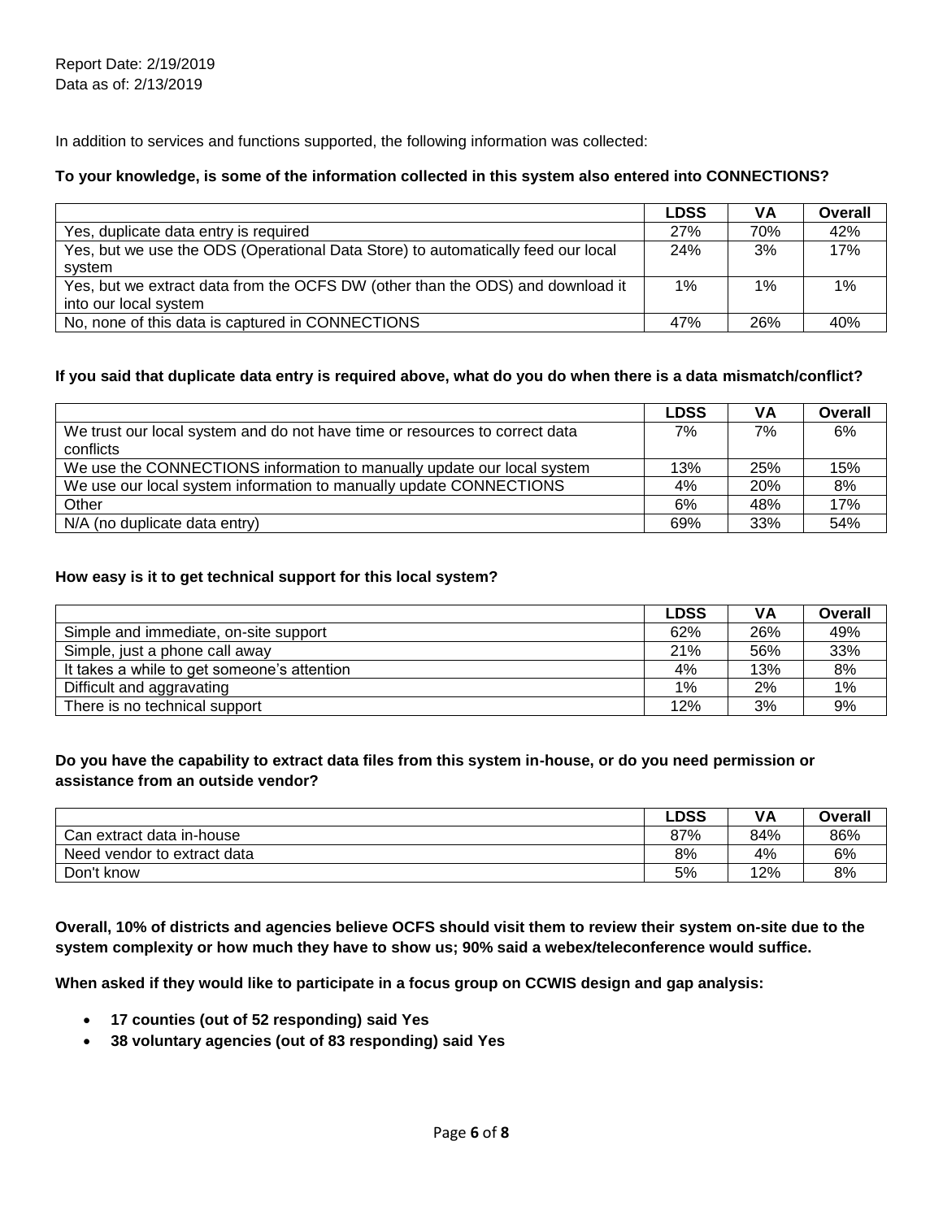Report Date: 2/19/2019
Data as of: 2/13/2019

In addition to services and functions supported, the following information was collected:

**To your knowledge, is some of the information collected in this system also entered into CONNECTIONS?**

| | LDSS | VA | Overall |
|---|---|---|---|
| Yes, duplicate data entry is required | 27% | 70% | 42% |
| Yes, but we use the ODS (Operational Data Store) to automatically feed our local system | 24% | 3% | 17% |
| Yes, but we extract data from the OCFS DW (other than the ODS) and download it into our local system | 1% | 1% | 1% |
| No, none of this data is captured in CONNECTIONS | 47% | 26% | 40% |

**If you said that duplicate data entry is required above, what do you do when there is a data mismatch/conflict?**

| | LDSS | VA | Overall |
|---|---|---|---|
| We trust our local system and do not have time or resources to correct data conflicts | 7% | 7% | 6% |
| We use the CONNECTIONS information to manually update our local system | 13% | 25% | 15% |
| We use our local system information to manually update CONNECTIONS | 4% | 20% | 8% |
| Other | 6% | 48% | 17% |
| N/A (no duplicate data entry) | 69% | 33% | 54% |

**How easy is it to get technical support for this local system?**

| | LDSS | VA | Overall |
|---|---|---|---|
| Simple and immediate, on-site support | 62% | 26% | 49% |
| Simple, just a phone call away | 21% | 56% | 33% |
| It takes a while to get someone's attention | 4% | 13% | 8% |
| Difficult and aggravating | 1% | 2% | 1% |
| There is no technical support | 12% | 3% | 9% |

**Do you have the capability to extract data files from this system in-house, or do you need permission or assistance from an outside vendor?**

| | LDSS | VA | Overall |
|---|---|---|---|
| Can extract data in-house | 87% | 84% | 86% |
| Need vendor to extract data | 8% | 4% | 6% |
| Don't know | 5% | 12% | 8% |

**Overall, 10% of districts and agencies believe OCFS should visit them to review their system on-site due to the system complexity or how much they have to show us; 90% said a webex/teleconference would suffice.**

**When asked if they would like to participate in a focus group on CCWIS design and gap analysis:**

- **17 counties (out of 52 responding) said Yes**
- **38 voluntary agencies (out of 83 responding) said Yes**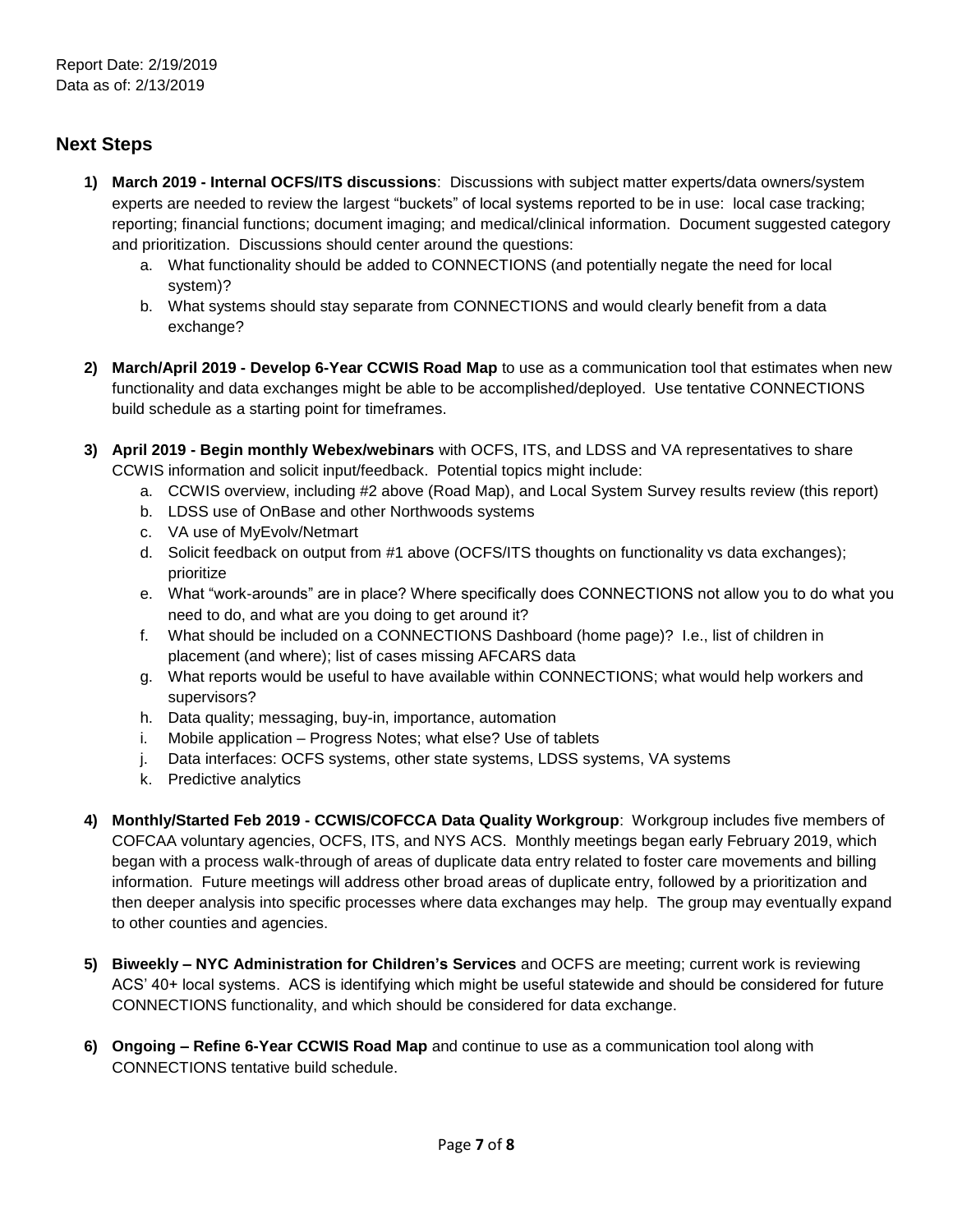Report Date: 2/19/2019
Data as of: 2/13/2019

## Next Steps

1) **March 2019 - Internal OCFS/ITS discussions**: Discussions with subject matter experts/data owners/system experts are needed to review the largest "buckets" of local systems reported to be in use: local case tracking; reporting; financial functions; document imaging; and medical/clinical information. Document suggested category and prioritization. Discussions should center around the questions:
   a. What functionality should be added to CONNECTIONS (and potentially negate the need for local system)?
   b. What systems should stay separate from CONNECTIONS and would clearly benefit from a data exchange?

2) **March/April 2019 - Develop 6-Year CCWIS Road Map** to use as a communication tool that estimates when new functionality and data exchanges might be able to be accomplished/deployed. Use tentative CONNECTIONS build schedule as a starting point for timeframes.

3) **April 2019 - Begin monthly Webex/webinars** with OCFS, ITS, and LDSS and VA representatives to share CCWIS information and solicit input/feedback. Potential topics might include:
   a. CCWIS overview, including #2 above (Road Map), and Local System Survey results review (this report)
   b. LDSS use of OnBase and other Northwoods systems
   c. VA use of MyEvolv/Netmart
   d. Solicit feedback on output from #1 above (OCFS/ITS thoughts on functionality vs data exchanges); prioritize
   e. What "work-arounds" are in place? Where specifically does CONNECTIONS not allow you to do what you need to do, and what are you doing to get around it?
   f. What should be included on a CONNECTIONS Dashboard (home page)? I.e., list of children in placement (and where); list of cases missing AFCARS data
   g. What reports would be useful to have available within CONNECTIONS; what would help workers and supervisors?
   h. Data quality; messaging, buy-in, importance, automation
   i. Mobile application – Progress Notes; what else? Use of tablets
   j. Data interfaces: OCFS systems, other state systems, LDSS systems, VA systems
   k. Predictive analytics

4) **Monthly/Started Feb 2019 - CCWIS/COFCCA Data Quality Workgroup**: Workgroup includes five members of COFCAA voluntary agencies, OCFS, ITS, and NYS ACS. Monthly meetings began early February 2019, which began with a process walk-through of areas of duplicate data entry related to foster care movements and billing information. Future meetings will address other broad areas of duplicate entry, followed by a prioritization and then deeper analysis into specific processes where data exchanges may help. The group may eventually expand to other counties and agencies.

5) **Biweekly – NYC Administration for Children's Services** and OCFS are meeting; current work is reviewing ACS' 40+ local systems. ACS is identifying which might be useful statewide and should be considered for future CONNECTIONS functionality, and which should be considered for data exchange.

6) **Ongoing – Refine 6-Year CCWIS Road Map** and continue to use as a communication tool along with CONNECTIONS tentative build schedule.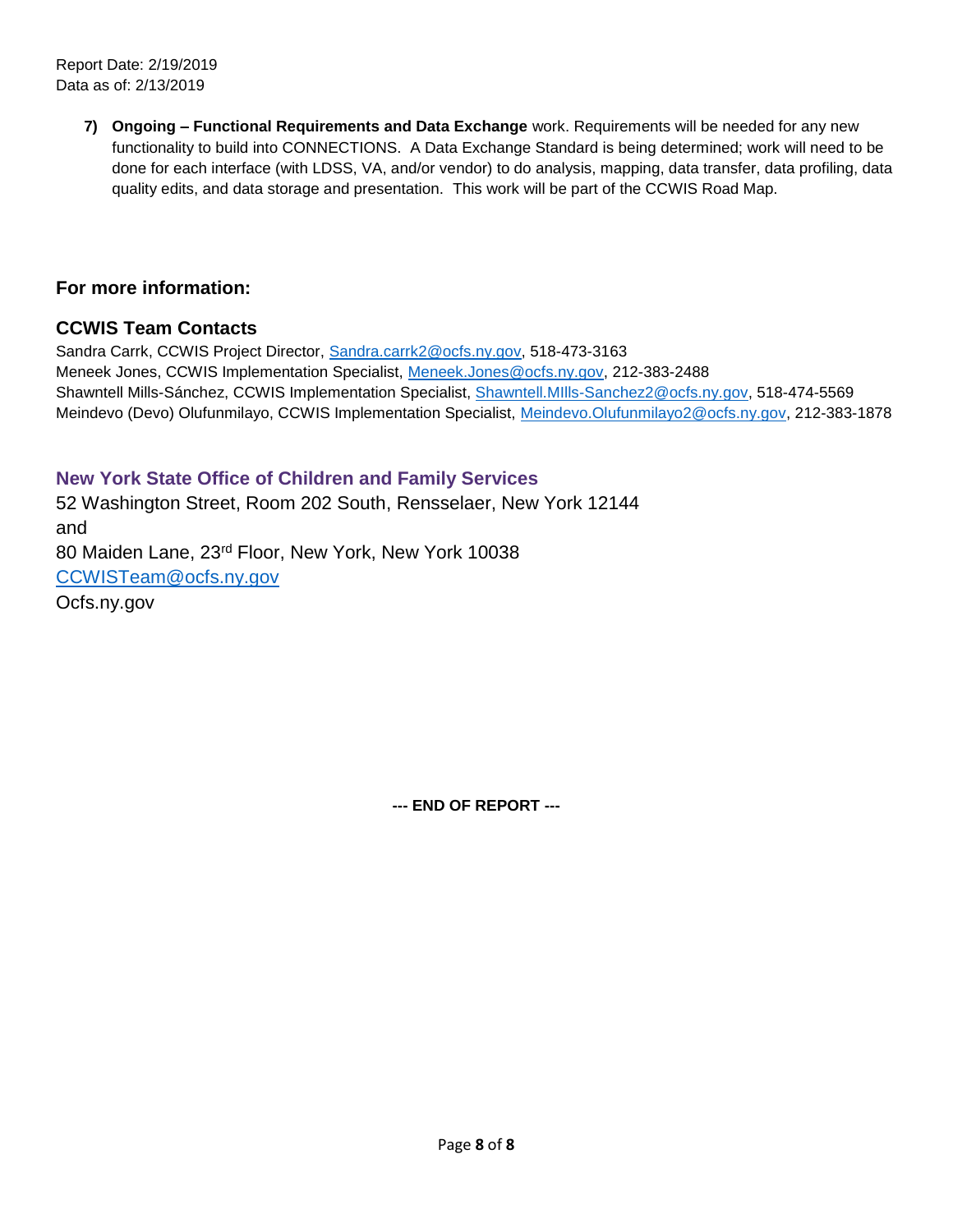Report Date: 2/19/2019
Data as of: 2/13/2019

7) **Ongoing – Functional Requirements and Data Exchange** work. Requirements will be needed for any new functionality to build into CONNECTIONS. A Data Exchange Standard is being determined; work will need to be done for each interface (with LDSS, VA, and/or vendor) to do analysis, mapping, data transfer, data profiling, data quality edits, and data storage and presentation. This work will be part of the CCWIS Road Map.

## For more information:

## CCWIS Team Contacts

Sandra Carrk, CCWIS Project Director, Sandra.carrk2@ocfs.ny.gov, 518-473-3163
Meneek Jones, CCWIS Implementation Specialist, Meneek.Jones@ocfs.ny.gov, 212-383-2488
Shawntell Mills-Sánchez, CCWIS Implementation Specialist, Shawntell.MIlls-Sanchez2@ocfs.ny.gov, 518-474-5569
Meindevo (Devo) Olufunmilayo, CCWIS Implementation Specialist, Meindevo.Olufunmilayo2@ocfs.ny.gov, 212-383-1878

### New York State Office of Children and Family Services

52 Washington Street, Room 202 South, Rensselaer, New York 12144
and
80 Maiden Lane, 23rd Floor, New York, New York 10038
CCWISTeam@ocfs.ny.gov
Ocfs.ny.gov

**--- END OF REPORT ---**